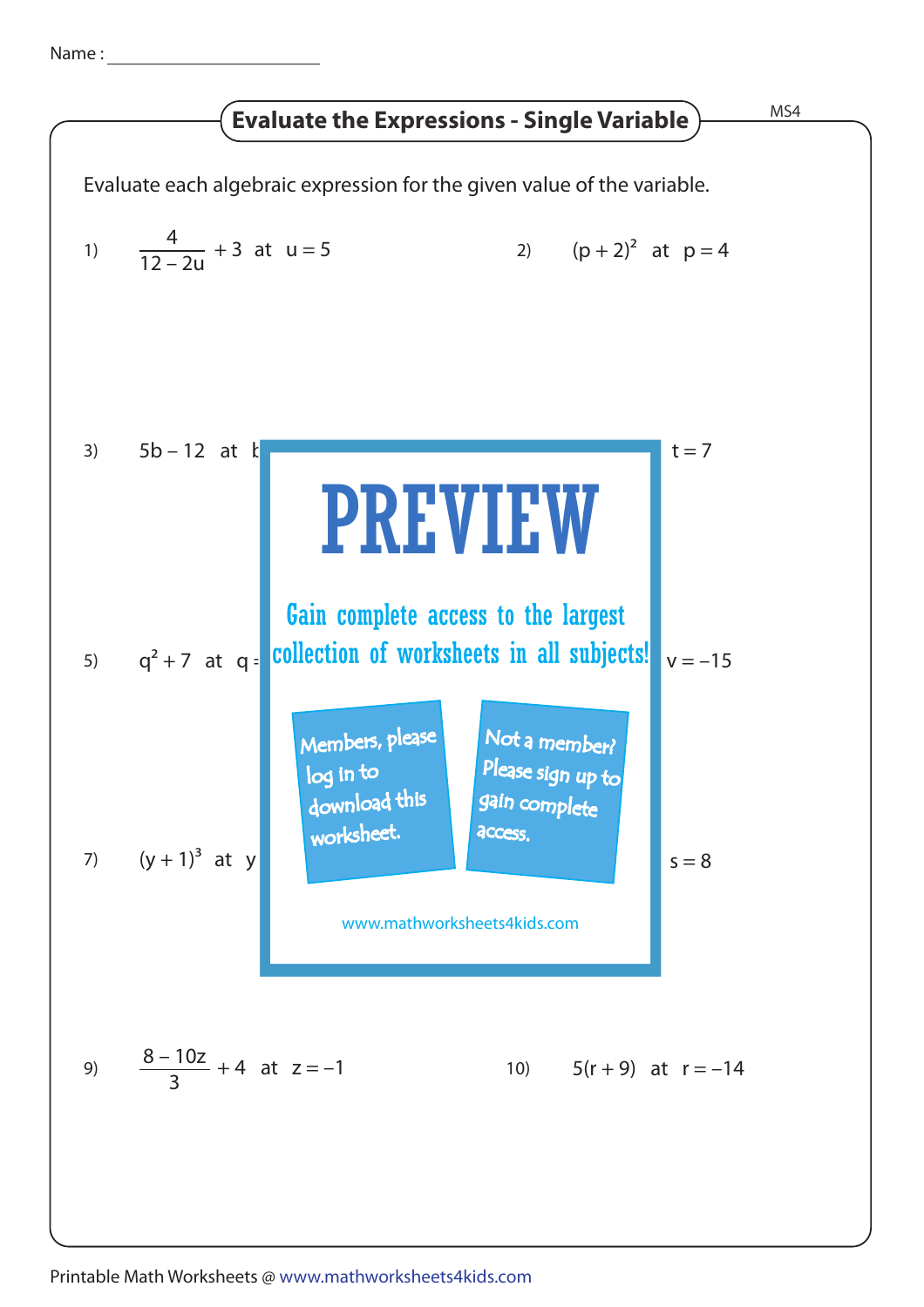Name : ____________________

MS4

## Evaluate the Expressions - Single Variable

Evaluate each algebraic expression for the given value of the variable.

1) $\frac{4}{12-2u}+3$ at $u=5$

2) $(p+2)^2$ at $p=4$

3) $5b-12$ at b

t = 7

# PREVIEW

Gain complete access to the largest collection of worksheets in all subjects!

Members, please log in to download this worksheet.

Not a member? Please sign up to gain complete access.

www.mathworksheets4kids.com

5) $q^2+7$ at q =

$v=-15$

7) $(y+1)^3$ at y

$s=8$

9) $\frac{8-10z}{3}+4$ at $z=-1$

10) $5(r+9)$ at $r=-14$

Printable Math Worksheets @ www.mathworksheets4kids.com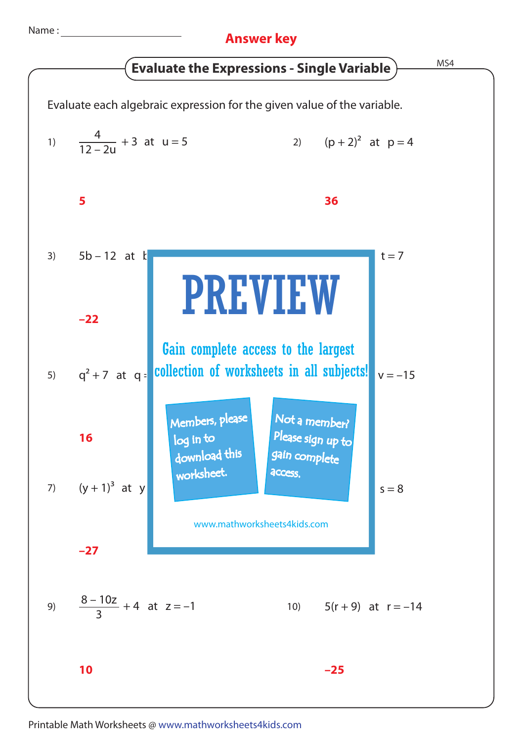Name : ____________________

**Answer key**

## Evaluate the Expressions - Single Variable

MS4

Evaluate each algebraic expression for the given value of the variable.

1) $\frac{4}{12 - 2u} + 3$ at $u = 5$

**5**

2) $(p + 2)^2$ at $p = 4$

**36**

3) $5b - 12$ at b

**−22**

t = 7

5) $q^2 + 7$ at q =

**16**

v = −15

7) $(y + 1)^3$ at y

**−27**

s = 8

PREVIEW

Gain complete access to the largest collection of worksheets in all subjects!

Members, please log in to download this worksheet.

Not a member? Please sign up to gain complete access.

www.mathworksheets4kids.com

9) $\frac{8 - 10z}{3} + 4$ at $z = -1$

**10**

10) $5(r + 9)$ at $r = -14$

**−25**

Printable Math Worksheets @ www.mathworksheets4kids.com